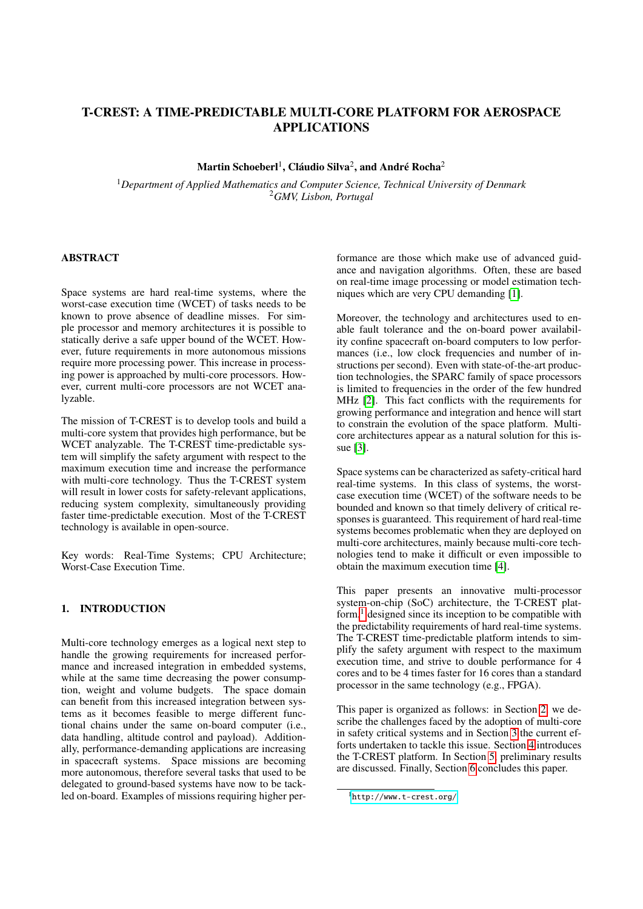# T-CREST: A TIME-PREDICTABLE MULTI-CORE PLATFORM FOR AEROSPACE APPLICATIONS

**Martin Schoeberl[1], Cláudio Silva[2], and André Rocha[2]**

[1]*Department of Applied Mathematics and Computer Science, Technical University of Denmark*
[2]*GMV, Lisbon, Portugal*

## ABSTRACT

Space systems are hard real-time systems, where the worst-case execution time (WCET) of tasks needs to be known to prove absence of deadline misses. For simple processor and memory architectures it is possible to statically derive a safe upper bound of the WCET. However, future requirements in more autonomous missions require more processing power. This increase in processing power is approached by multi-core processors. However, current multi-core processors are not WCET analyzable.

The mission of T-CREST is to develop tools and build a multi-core system that provides high performance, but be WCET analyzable. The T-CREST time-predictable system will simplify the safety argument with respect to the maximum execution time and increase the performance with multi-core technology. Thus the T-CREST system will result in lower costs for safety-relevant applications, reducing system complexity, simultaneously providing faster time-predictable execution. Most of the T-CREST technology is available in open-source.

Key words: Real-Time Systems; CPU Architecture; Worst-Case Execution Time.

## 1. INTRODUCTION

Multi-core technology emerges as a logical next step to handle the growing requirements for increased performance and increased integration in embedded systems, while at the same time decreasing the power consumption, weight and volume budgets. The space domain can benefit from this increased integration between systems as it becomes feasible to merge different functional chains under the same on-board computer (i.e., data handling, altitude control and payload). Additionally, performance-demanding applications are increasing in spacecraft systems. Space missions are becoming more autonomous, therefore several tasks that used to be delegated to ground-based systems have now to be tackled on-board. Examples of missions requiring higher performance are those which make use of advanced guidance and navigation algorithms. Often, these are based on real-time image processing or model estimation techniques which are very CPU demanding [1].

Moreover, the technology and architectures used to enable fault tolerance and the on-board power availability confine spacecraft on-board computers to low performances (i.e., low clock frequencies and number of instructions per second). Even with state-of-the-art production technologies, the SPARC family of space processors is limited to frequencies in the order of the few hundred MHz [2]. This fact conflicts with the requirements for growing performance and integration and hence will start to constrain the evolution of the space platform. Multi-core architectures appear as a natural solution for this issue [3].

Space systems can be characterized as safety-critical hard real-time systems. In this class of systems, the worst-case execution time (WCET) of the software needs to be bounded and known so that timely delivery of critical responses is guaranteed. This requirement of hard real-time systems becomes problematic when they are deployed on multi-core architectures, mainly because multi-core technologies tend to make it difficult or even impossible to obtain the maximum execution time [4].

This paper presents an innovative multi-processor system-on-chip (SoC) architecture, the T-CREST platform,[1] designed since its inception to be compatible with the predictability requirements of hard real-time systems. The T-CREST time-predictable platform intends to simplify the safety argument with respect to the maximum execution time, and strive to double performance for 4 cores and to be 4 times faster for 16 cores than a standard processor in the same technology (e.g., FPGA).

This paper is organized as follows: in Section 2, we describe the challenges faced by the adoption of multi-core in safety critical systems and in Section 3 the current efforts undertaken to tackle this issue. Section 4 introduces the T-CREST platform. In Section 5, preliminary results are discussed. Finally, Section 6 concludes this paper.

[1] http://www.t-crest.org/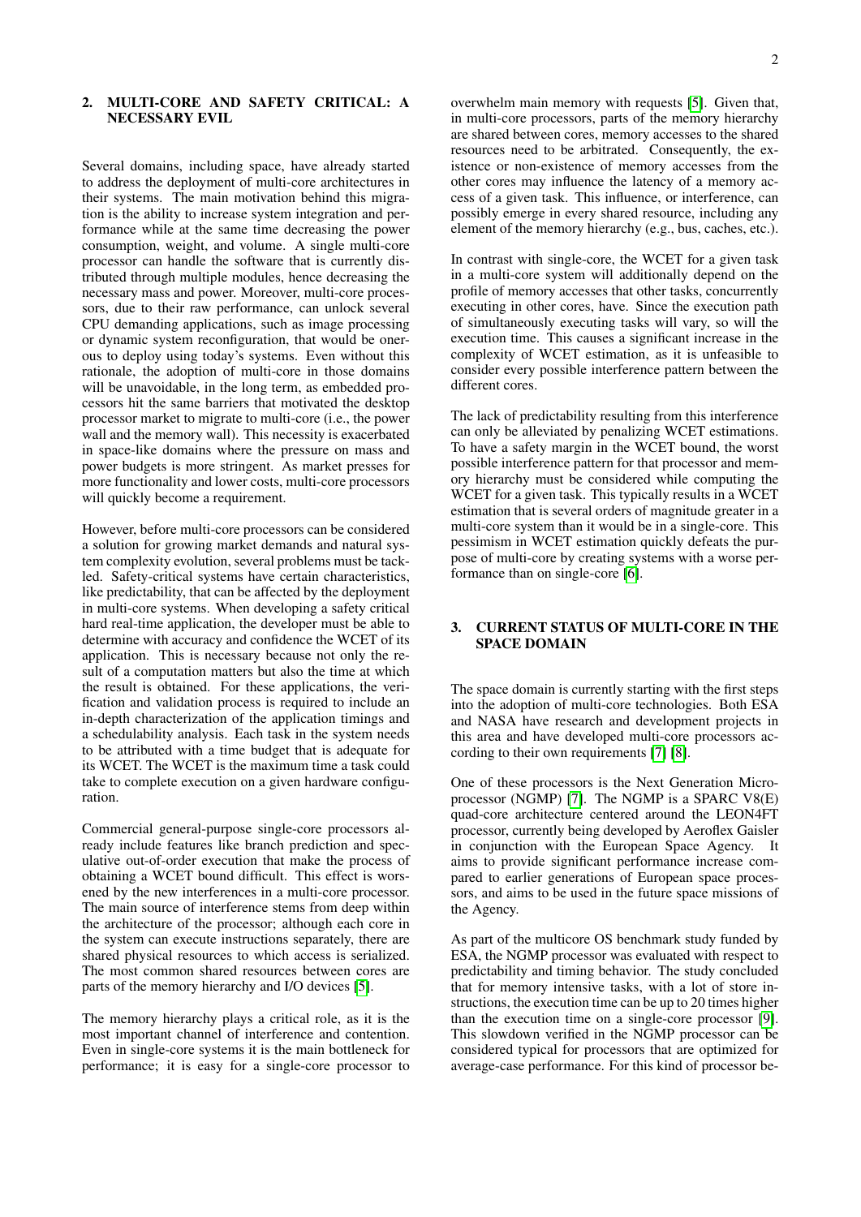## 2. MULTI-CORE AND SAFETY CRITICAL: A NECESSARY EVIL

Several domains, including space, have already started to address the deployment of multi-core architectures in their systems. The main motivation behind this migration is the ability to increase system integration and performance while at the same time decreasing the power consumption, weight, and volume. A single multi-core processor can handle the software that is currently distributed through multiple modules, hence decreasing the necessary mass and power. Moreover, multi-core processors, due to their raw performance, can unlock several CPU demanding applications, such as image processing or dynamic system reconfiguration, that would be onerous to deploy using today's systems. Even without this rationale, the adoption of multi-core in those domains will be unavoidable, in the long term, as embedded processors hit the same barriers that motivated the desktop processor market to migrate to multi-core (i.e., the power wall and the memory wall). This necessity is exacerbated in space-like domains where the pressure on mass and power budgets is more stringent. As market presses for more functionality and lower costs, multi-core processors will quickly become a requirement.

However, before multi-core processors can be considered a solution for growing market demands and natural system complexity evolution, several problems must be tackled. Safety-critical systems have certain characteristics, like predictability, that can be affected by the deployment in multi-core systems. When developing a safety critical hard real-time application, the developer must be able to determine with accuracy and confidence the WCET of its application. This is necessary because not only the result of a computation matters but also the time at which the result is obtained. For these applications, the verification and validation process is required to include an in-depth characterization of the application timings and a schedulability analysis. Each task in the system needs to be attributed with a time budget that is adequate for its WCET. The WCET is the maximum time a task could take to complete execution on a given hardware configuration.

Commercial general-purpose single-core processors already include features like branch prediction and speculative out-of-order execution that make the process of obtaining a WCET bound difficult. This effect is worsened by the new interferences in a multi-core processor. The main source of interference stems from deep within the architecture of the processor; although each core in the system can execute instructions separately, there are shared physical resources to which access is serialized. The most common shared resources between cores are parts of the memory hierarchy and I/O devices [5].

The memory hierarchy plays a critical role, as it is the most important channel of interference and contention. Even in single-core systems it is the main bottleneck for performance; it is easy for a single-core processor to overwhelm main memory with requests [5]. Given that, in multi-core processors, parts of the memory hierarchy are shared between cores, memory accesses to the shared resources need to be arbitrated. Consequently, the existence or non-existence of memory accesses from the other cores may influence the latency of a memory access of a given task. This influence, or interference, can possibly emerge in every shared resource, including any element of the memory hierarchy (e.g., bus, caches, etc.).

In contrast with single-core, the WCET for a given task in a multi-core system will additionally depend on the profile of memory accesses that other tasks, concurrently executing in other cores, have. Since the execution path of simultaneously executing tasks will vary, so will the execution time. This causes a significant increase in the complexity of WCET estimation, as it is unfeasible to consider every possible interference pattern between the different cores.

The lack of predictability resulting from this interference can only be alleviated by penalizing WCET estimations. To have a safety margin in the WCET bound, the worst possible interference pattern for that processor and memory hierarchy must be considered while computing the WCET for a given task. This typically results in a WCET estimation that is several orders of magnitude greater in a multi-core system than it would be in a single-core. This pessimism in WCET estimation quickly defeats the purpose of multi-core by creating systems with a worse performance than on single-core [6].

## 3. CURRENT STATUS OF MULTI-CORE IN THE SPACE DOMAIN

The space domain is currently starting with the first steps into the adoption of multi-core technologies. Both ESA and NASA have research and development projects in this area and have developed multi-core processors according to their own requirements [7] [8].

One of these processors is the Next Generation Microprocessor (NGMP) [7]. The NGMP is a SPARC V8(E) quad-core architecture centered around the LEON4FT processor, currently being developed by Aeroflex Gaisler in conjunction with the European Space Agency. It aims to provide significant performance increase compared to earlier generations of European space processors, and aims to be used in the future space missions of the Agency.

As part of the multicore OS benchmark study funded by ESA, the NGMP processor was evaluated with respect to predictability and timing behavior. The study concluded that for memory intensive tasks, with a lot of store instructions, the execution time can be up to 20 times higher than the execution time on a single-core processor [9]. This slowdown verified in the NGMP processor can be considered typical for processors that are optimized for average-case performance. For this kind of processor be-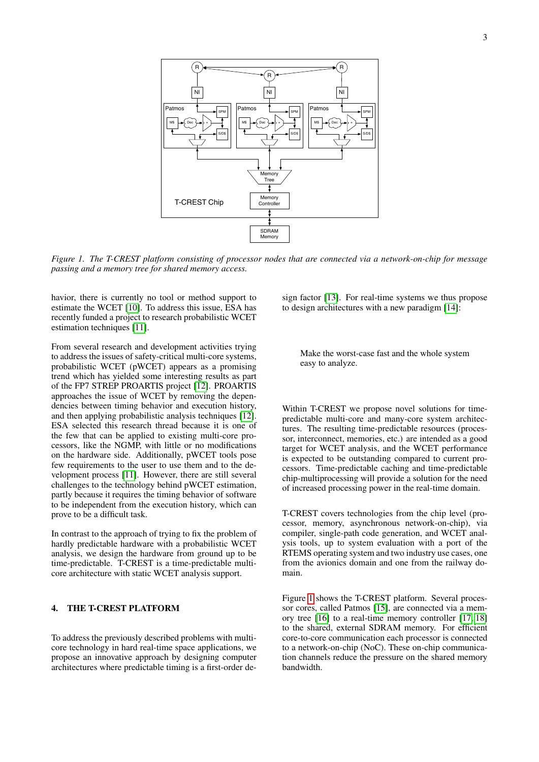*Figure 1. The T-CREST platform consisting of processor nodes that are connected via a network-on-chip for message passing and a memory tree for shared memory access.*

havior, there is currently no tool or method support to estimate the WCET [10]. To address this issue, ESA has recently funded a project to research probabilistic WCET estimation techniques [11].

From several research and development activities trying to address the issues of safety-critical multi-core systems, probabilistic WCET (pWCET) appears as a promising trend which has yielded some interesting results as part of the FP7 STREP PROARTIS project [12]. PROARTIS approaches the issue of WCET by removing the dependencies between timing behavior and execution history, and then applying probabilistic analysis techniques [12]. ESA selected this research thread because it is one of the few that can be applied to existing multi-core processors, like the NGMP, with little or no modifications on the hardware side. Additionally, pWCET tools pose few requirements to the user to use them and to the development process [11]. However, there are still several challenges to the technology behind pWCET estimation, partly because it requires the timing behavior of software to be independent from the execution history, which can prove to be a difficult task.

In contrast to the approach of trying to fix the problem of hardly predictable hardware with a probabilistic WCET analysis, we design the hardware from ground up to be time-predictable. T-CREST is a time-predictable multi-core architecture with static WCET analysis support.

## 4. THE T-CREST PLATFORM

To address the previously described problems with multi-core technology in hard real-time space applications, we propose an innovative approach by designing computer architectures where predictable timing is a first-order design factor [13]. For real-time systems we thus propose to design architectures with a new paradigm [14]:

> Make the worst-case fast and the whole system easy to analyze.

Within T-CREST we propose novel solutions for time-predictable multi-core and many-core system architectures. The resulting time-predictable resources (processor, interconnect, memories, etc.) are intended as a good target for WCET analysis, and the WCET performance is expected to be outstanding compared to current processors. Time-predictable caching and time-predictable chip-multiprocessing will provide a solution for the need of increased processing power in the real-time domain.

T-CREST covers technologies from the chip level (processor, memory, asynchronous network-on-chip), via compiler, single-path code generation, and WCET analysis tools, up to system evaluation with a port of the RTEMS operating system and two industry use cases, one from the avionics domain and one from the railway domain.

Figure 1 shows the T-CREST platform. Several processor cores, called Patmos [15], are connected via a memory tree [16] to a real-time memory controller [17, 18] to the shared, external SDRAM memory. For efficient core-to-core communication each processor is connected to a network-on-chip (NoC). These on-chip communication channels reduce the pressure on the shared memory bandwidth.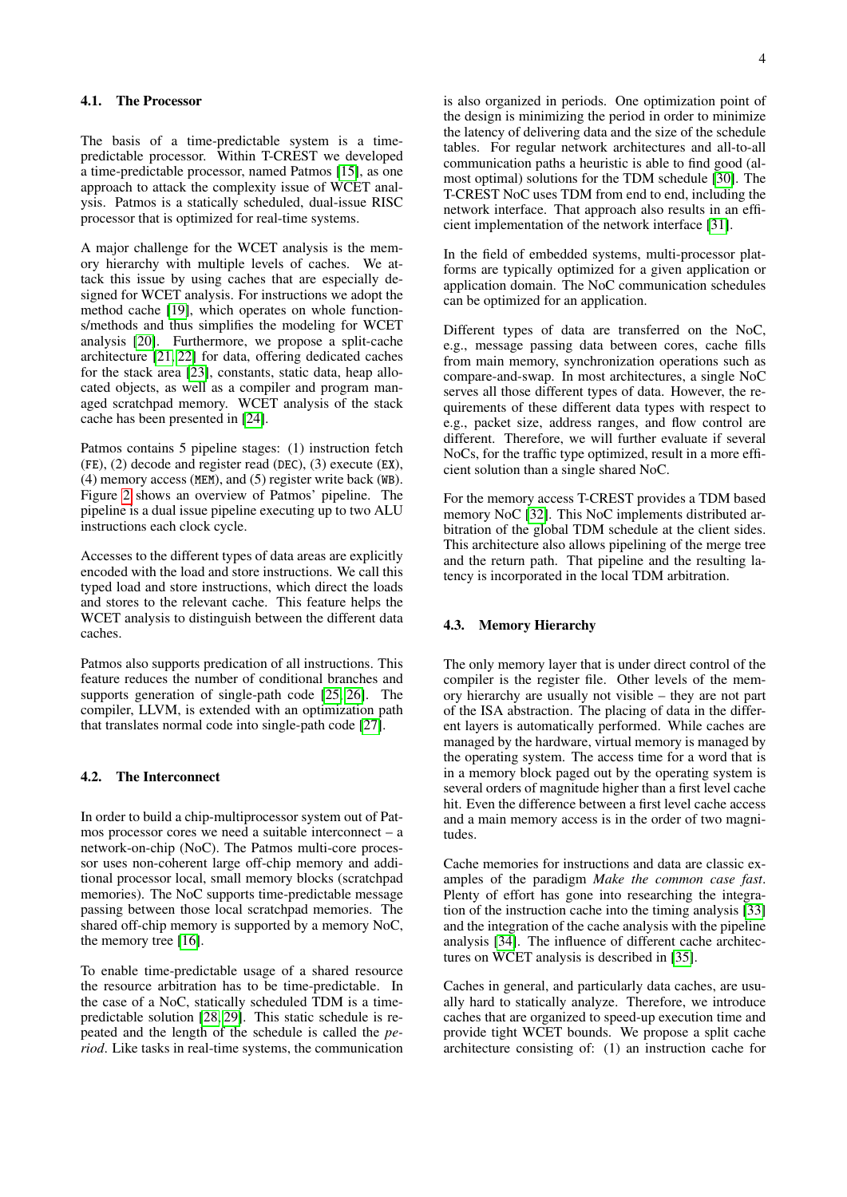### 4.1. The Processor

The basis of a time-predictable system is a time-predictable processor. Within T-CREST we developed a time-predictable processor, named Patmos [15], as one approach to attack the complexity issue of WCET analysis. Patmos is a statically scheduled, dual-issue RISC processor that is optimized for real-time systems.

A major challenge for the WCET analysis is the memory hierarchy with multiple levels of caches. We attack this issue by using caches that are especially designed for WCET analysis. For instructions we adopt the method cache [19], which operates on whole functions/methods and thus simplifies the modeling for WCET analysis [20]. Furthermore, we propose a split-cache architecture [21, 22] for data, offering dedicated caches for the stack area [23], constants, static data, heap allocated objects, as well as a compiler and program managed scratchpad memory. WCET analysis of the stack cache has been presented in [24].

Patmos contains 5 pipeline stages: (1) instruction fetch (FE), (2) decode and register read (DEC), (3) execute (EX), (4) memory access (MEM), and (5) register write back (WB). Figure 2 shows an overview of Patmos' pipeline. The pipeline is a dual issue pipeline executing up to two ALU instructions each clock cycle.

Accesses to the different types of data areas are explicitly encoded with the load and store instructions. We call this typed load and store instructions, which direct the loads and stores to the relevant cache. This feature helps the WCET analysis to distinguish between the different data caches.

Patmos also supports predication of all instructions. This feature reduces the number of conditional branches and supports generation of single-path code [25, 26]. The compiler, LLVM, is extended with an optimization path that translates normal code into single-path code [27].

### 4.2. The Interconnect

In order to build a chip-multiprocessor system out of Patmos processor cores we need a suitable interconnect – a network-on-chip (NoC). The Patmos multi-core processor uses non-coherent large off-chip memory and additional processor local, small memory blocks (scratchpad memories). The NoC supports time-predictable message passing between those local scratchpad memories. The shared off-chip memory is supported by a memory NoC, the memory tree [16].

To enable time-predictable usage of a shared resource the resource arbitration has to be time-predictable. In the case of a NoC, statically scheduled TDM is a time-predictable solution [28, 29]. This static schedule is repeated and the length of the schedule is called the *period*. Like tasks in real-time systems, the communication is also organized in periods. One optimization point of the design is minimizing the period in order to minimize the latency of delivering data and the size of the schedule tables. For regular network architectures and all-to-all communication paths a heuristic is able to find good (almost optimal) solutions for the TDM schedule [30]. The T-CREST NoC uses TDM from end to end, including the network interface. That approach also results in an efficient implementation of the network interface [31].

In the field of embedded systems, multi-processor platforms are typically optimized for a given application or application domain. The NoC communication schedules can be optimized for an application.

Different types of data are transferred on the NoC, e.g., message passing data between cores, cache fills from main memory, synchronization operations such as compare-and-swap. In most architectures, a single NoC serves all those different types of data. However, the requirements of these different data types with respect to e.g., packet size, address ranges, and flow control are different. Therefore, we will further evaluate if several NoCs, for the traffic type optimized, result in a more efficient solution than a single shared NoC.

For the memory access T-CREST provides a TDM based memory NoC [32]. This NoC implements distributed arbitration of the global TDM schedule at the client sides. This architecture also allows pipelining of the merge tree and the return path. That pipeline and the resulting latency is incorporated in the local TDM arbitration.

### 4.3. Memory Hierarchy

The only memory layer that is under direct control of the compiler is the register file. Other levels of the memory hierarchy are usually not visible – they are not part of the ISA abstraction. The placing of data in the different layers is automatically performed. While caches are managed by the hardware, virtual memory is managed by the operating system. The access time for a word that is in a memory block paged out by the operating system is several orders of magnitude higher than a first level cache hit. Even the difference between a first level cache access and a main memory access is in the order of two magnitudes.

Cache memories for instructions and data are classic examples of the paradigm *Make the common case fast*. Plenty of effort has gone into researching the integration of the instruction cache into the timing analysis [33] and the integration of the cache analysis with the pipeline analysis [34]. The influence of different cache architectures on WCET analysis is described in [35].

Caches in general, and particularly data caches, are usually hard to statically analyze. Therefore, we introduce caches that are organized to speed-up execution time and provide tight WCET bounds. We propose a split cache architecture consisting of: (1) an instruction cache for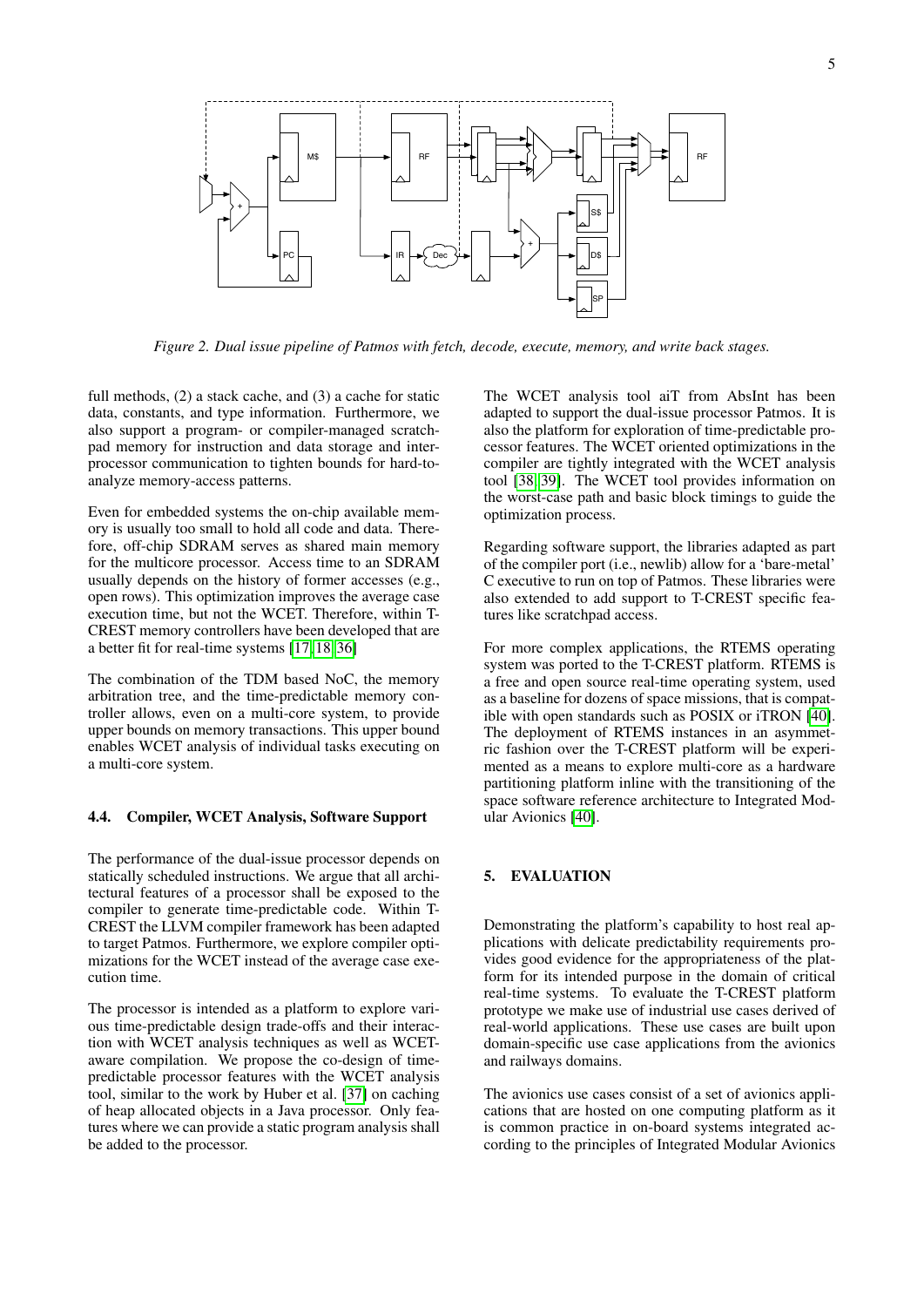*Figure 2. Dual issue pipeline of Patmos with fetch, decode, execute, memory, and write back stages.*

full methods, (2) a stack cache, and (3) a cache for static data, constants, and type information. Furthermore, we also support a program- or compiler-managed scratchpad memory for instruction and data storage and interprocessor communication to tighten bounds for hard-to-analyze memory-access patterns.

Even for embedded systems the on-chip available memory is usually too small to hold all code and data. Therefore, off-chip SDRAM serves as shared main memory for the multicore processor. Access time to an SDRAM usually depends on the history of former accesses (e.g., open rows). This optimization improves the average case execution time, but not the WCET. Therefore, within T-CREST memory controllers have been developed that are a better fit for real-time systems [17, 18, 36]

The combination of the TDM based NoC, the memory arbitration tree, and the time-predictable memory controller allows, even on a multi-core system, to provide upper bounds on memory transactions. This upper bound enables WCET analysis of individual tasks executing on a multi-core system.

### 4.4. Compiler, WCET Analysis, Software Support

The performance of the dual-issue processor depends on statically scheduled instructions. We argue that all architectural features of a processor shall be exposed to the compiler to generate time-predictable code. Within T-CREST the LLVM compiler framework has been adapted to target Patmos. Furthermore, we explore compiler optimizations for the WCET instead of the average case execution time.

The processor is intended as a platform to explore various time-predictable design trade-offs and their interaction with WCET analysis techniques as well as WCET-aware compilation. We propose the co-design of time-predictable processor features with the WCET analysis tool, similar to the work by Huber et al. [37] on caching of heap allocated objects in a Java processor. Only features where we can provide a static program analysis shall be added to the processor.

The WCET analysis tool aiT from AbsInt has been adapted to support the dual-issue processor Patmos. It is also the platform for exploration of time-predictable processor features. The WCET oriented optimizations in the compiler are tightly integrated with the WCET analysis tool [38, 39]. The WCET tool provides information on the worst-case path and basic block timings to guide the optimization process.

Regarding software support, the libraries adapted as part of the compiler port (i.e., newlib) allow for a 'bare-metal' C executive to run on top of Patmos. These libraries were also extended to add support to T-CREST specific features like scratchpad access.

For more complex applications, the RTEMS operating system was ported to the T-CREST platform. RTEMS is a free and open source real-time operating system, used as a baseline for dozens of space missions, that is compatible with open standards such as POSIX or iTRON [40]. The deployment of RTEMS instances in an asymmetric fashion over the T-CREST platform will be experimented as a means to explore multi-core as a hardware partitioning platform inline with the transitioning of the space software reference architecture to Integrated Modular Avionics [40].

## 5. EVALUATION

Demonstrating the platform's capability to host real applications with delicate predictability requirements provides good evidence for the appropriateness of the platform for its intended purpose in the domain of critical real-time systems. To evaluate the T-CREST platform prototype we make use of industrial use cases derived of real-world applications. These use cases are built upon domain-specific use case applications from the avionics and railways domains.

The avionics use cases consist of a set of avionics applications that are hosted on one computing platform as it is common practice in on-board systems integrated according to the principles of Integrated Modular Avionics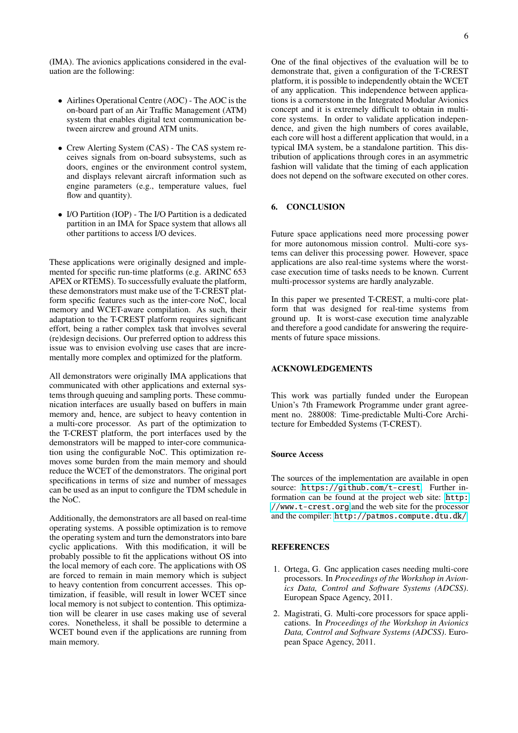(IMA). The avionics applications considered in the evaluation are the following:

- Airlines Operational Centre (AOC) - The AOC is the on-board part of an Air Traffic Management (ATM) system that enables digital text communication between aircrew and ground ATM units.
- Crew Alerting System (CAS) - The CAS system receives signals from on-board subsystems, such as doors, engines or the environment control system, and displays relevant aircraft information such as engine parameters (e.g., temperature values, fuel flow and quantity).
- I/O Partition (IOP) - The I/O Partition is a dedicated partition in an IMA for Space system that allows all other partitions to access I/O devices.

These applications were originally designed and implemented for specific run-time platforms (e.g. ARINC 653 APEX or RTEMS). To successfully evaluate the platform, these demonstrators must make use of the T-CREST platform specific features such as the inter-core NoC, local memory and WCET-aware compilation. As such, their adaptation to the T-CREST platform requires significant effort, being a rather complex task that involves several (re)design decisions. Our preferred option to address this issue was to envision evolving use cases that are incrementally more complex and optimized for the platform.

All demonstrators were originally IMA applications that communicated with other applications and external systems through queuing and sampling ports. These communication interfaces are usually based on buffers in main memory and, hence, are subject to heavy contention in a multi-core processor. As part of the optimization to the T-CREST platform, the port interfaces used by the demonstrators will be mapped to inter-core communication using the configurable NoC. This optimization removes some burden from the main memory and should reduce the WCET of the demonstrators. The original port specifications in terms of size and number of messages can be used as an input to configure the TDM schedule in the NoC.

Additionally, the demonstrators are all based on real-time operating systems. A possible optimization is to remove the operating system and turn the demonstrators into bare cyclic applications. With this modification, it will be probably possible to fit the applications without OS into the local memory of each core. The applications with OS are forced to remain in main memory which is subject to heavy contention from concurrent accesses. This optimization, if feasible, will result in lower WCET since local memory is not subject to contention. This optimization will be clearer in use cases making use of several cores. Nonetheless, it shall be possible to determine a WCET bound even if the applications are running from main memory.

One of the final objectives of the evaluation will be to demonstrate that, given a configuration of the T-CREST platform, it is possible to independently obtain the WCET of any application. This independence between applications is a cornerstone in the Integrated Modular Avionics concept and it is extremely difficult to obtain in multi-core systems. In order to validate application independence, and given the high numbers of cores available, each core will host a different application that would, in a typical IMA system, be a standalone partition. This distribution of applications through cores in an asymmetric fashion will validate that the timing of each application does not depend on the software executed on other cores.

## 6. CONCLUSION

Future space applications need more processing power for more autonomous mission control. Multi-core systems can deliver this processing power. However, space applications are also real-time systems where the worst-case execution time of tasks needs to be known. Current multi-processor systems are hardly analyzable.

In this paper we presented T-CREST, a multi-core platform that was designed for real-time systems from ground up. It is worst-case execution time analyzable and therefore a good candidate for answering the requirements of future space missions.

## ACKNOWLEDGEMENTS

This work was partially funded under the European Union's 7th Framework Programme under grant agreement no. 288008: Time-predictable Multi-Core Architecture for Embedded Systems (T-CREST).

### Source Access

The sources of the implementation are available in open source: `https://github.com/t-crest`. Further information can be found at the project web site: `http://www.t-crest.org` and the web site for the processor and the compiler: `http://patmos.compute.dtu.dk/`

## REFERENCES

1. Ortega, G. Gnc application cases needing multi-core processors. In *Proceedings of the Workshop in Avionics Data, Control and Software Systems (ADCSS)*. European Space Agency, 2011.
2. Magistrati, G. Multi-core processors for space applications. In *Proceedings of the Workshop in Avionics Data, Control and Software Systems (ADCSS)*. European Space Agency, 2011.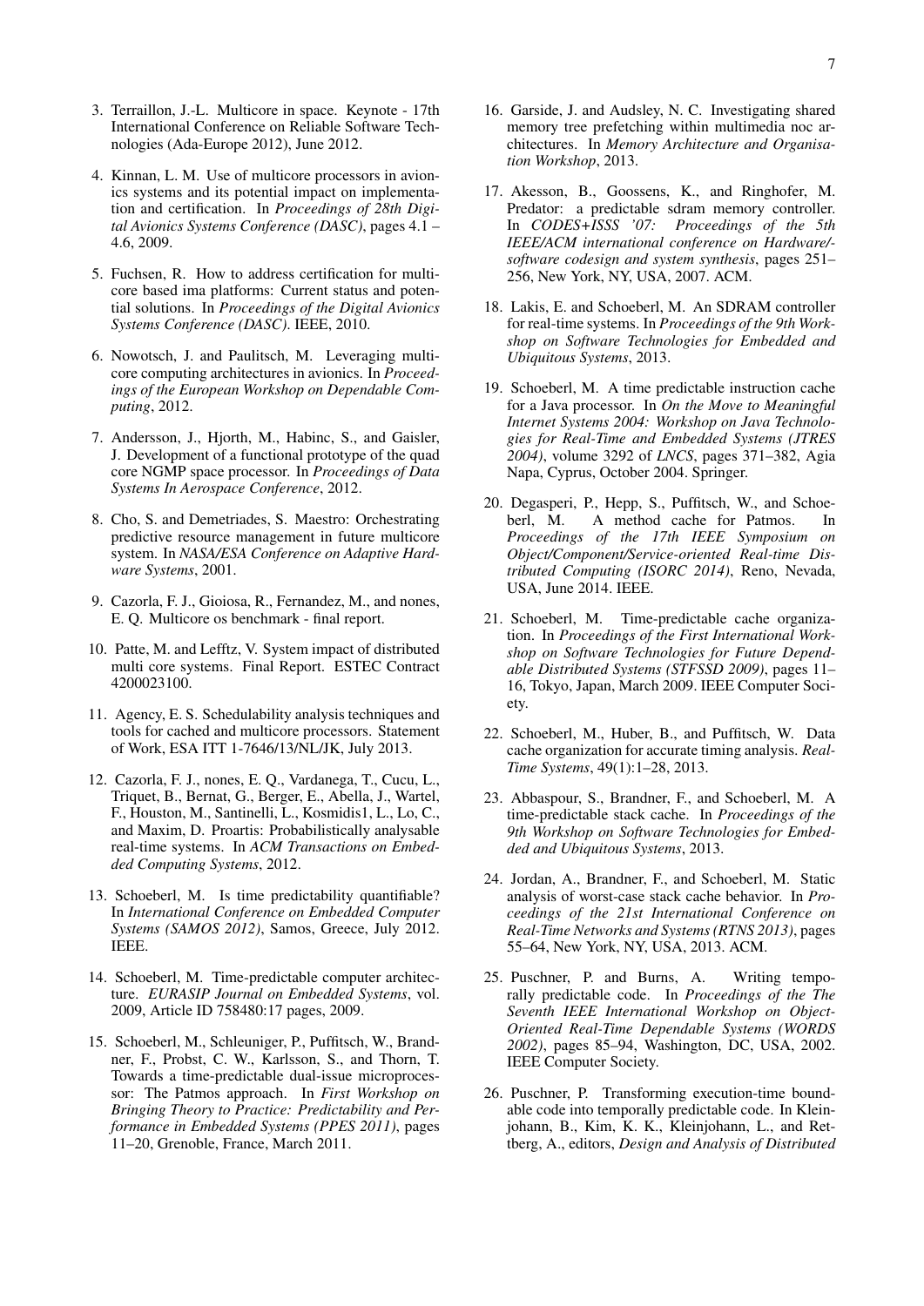3. Terraillon, J.-L. Multicore in space. Keynote - 17th International Conference on Reliable Software Technologies (Ada-Europe 2012), June 2012.

4. Kinnan, L. M. Use of multicore processors in avionics systems and its potential impact on implementation and certification. In *Proceedings of 28th Digital Avionics Systems Conference (DASC)*, pages 4.1 – 4.6, 2009.

5. Fuchsen, R. How to address certification for multicore based ima platforms: Current status and potential solutions. In *Proceedings of the Digital Avionics Systems Conference (DASC)*. IEEE, 2010.

6. Nowotsch, J. and Paulitsch, M. Leveraging multicore computing architectures in avionics. In *Proceedings of the European Workshop on Dependable Computing*, 2012.

7. Andersson, J., Hjorth, M., Habinc, S., and Gaisler, J. Development of a functional prototype of the quad core NGMP space processor. In *Proceedings of Data Systems In Aerospace Conference*, 2012.

8. Cho, S. and Demetriades, S. Maestro: Orchestrating predictive resource management in future multicore system. In *NASA/ESA Conference on Adaptive Hardware Systems*, 2001.

9. Cazorla, F. J., Gioiosa, R., Fernandez, M., and nones, E. Q. Multicore os benchmark - final report.

10. Patte, M. and Lefftz, V. System impact of distributed multi core systems. Final Report. ESTEC Contract 4200023100.

11. Agency, E. S. Schedulability analysis techniques and tools for cached and multicore processors. Statement of Work, ESA ITT 1-7646/13/NL/JK, July 2013.

12. Cazorla, F. J., nones, E. Q., Vardanega, T., Cucu, L., Triquet, B., Bernat, G., Berger, E., Abella, J., Wartel, F., Houston, M., Santinelli, L., Kosmidis1, L., Lo, C., and Maxim, D. Proartis: Probabilistically analysable real-time systems. In *ACM Transactions on Embedded Computing Systems*, 2012.

13. Schoeberl, M. Is time predictability quantifiable? In *International Conference on Embedded Computer Systems (SAMOS 2012)*, Samos, Greece, July 2012. IEEE.

14. Schoeberl, M. Time-predictable computer architecture. *EURASIP Journal on Embedded Systems*, vol. 2009, Article ID 758480:17 pages, 2009.

15. Schoeberl, M., Schleuniger, P., Puffitsch, W., Brandner, F., Probst, C. W., Karlsson, S., and Thorn, T. Towards a time-predictable dual-issue microprocessor: The Patmos approach. In *First Workshop on Bringing Theory to Practice: Predictability and Performance in Embedded Systems (PPES 2011)*, pages 11–20, Grenoble, France, March 2011.

16. Garside, J. and Audsley, N. C. Investigating shared memory tree prefetching within multimedia noc architectures. In *Memory Architecture and Organisation Workshop*, 2013.

17. Akesson, B., Goossens, K., and Ringhofer, M. Predator: a predictable sdram memory controller. In *CODES+ISSS '07: Proceedings of the 5th IEEE/ACM international conference on Hardware/software codesign and system synthesis*, pages 251–256, New York, NY, USA, 2007. ACM.

18. Lakis, E. and Schoeberl, M. An SDRAM controller for real-time systems. In *Proceedings of the 9th Workshop on Software Technologies for Embedded and Ubiquitous Systems*, 2013.

19. Schoeberl, M. A time predictable instruction cache for a Java processor. In *On the Move to Meaningful Internet Systems 2004: Workshop on Java Technologies for Real-Time and Embedded Systems (JTRES 2004)*, volume 3292 of *LNCS*, pages 371–382, Agia Napa, Cyprus, October 2004. Springer.

20. Degasperi, P., Hepp, S., Puffitsch, W., and Schoeberl, M. A method cache for Patmos. In *Proceedings of the 17th IEEE Symposium on Object/Component/Service-oriented Real-time Distributed Computing (ISORC 2014)*, Reno, Nevada, USA, June 2014. IEEE.

21. Schoeberl, M. Time-predictable cache organization. In *Proceedings of the First International Workshop on Software Technologies for Future Dependable Distributed Systems (STFSSD 2009)*, pages 11–16, Tokyo, Japan, March 2009. IEEE Computer Society.

22. Schoeberl, M., Huber, B., and Puffitsch, W. Data cache organization for accurate timing analysis. *Real-Time Systems*, 49(1):1–28, 2013.

23. Abbaspour, S., Brandner, F., and Schoeberl, M. A time-predictable stack cache. In *Proceedings of the 9th Workshop on Software Technologies for Embedded and Ubiquitous Systems*, 2013.

24. Jordan, A., Brandner, F., and Schoeberl, M. Static analysis of worst-case stack cache behavior. In *Proceedings of the 21st International Conference on Real-Time Networks and Systems (RTNS 2013)*, pages 55–64, New York, NY, USA, 2013. ACM.

25. Puschner, P. and Burns, A. Writing temporally predictable code. In *Proceedings of the The Seventh IEEE International Workshop on Object-Oriented Real-Time Dependable Systems (WORDS 2002)*, pages 85–94, Washington, DC, USA, 2002. IEEE Computer Society.

26. Puschner, P. Transforming execution-time boundable code into temporally predictable code. In Kleinjohann, B., Kim, K. K., Kleinjohann, L., and Rettberg, A., editors, *Design and Analysis of Distributed*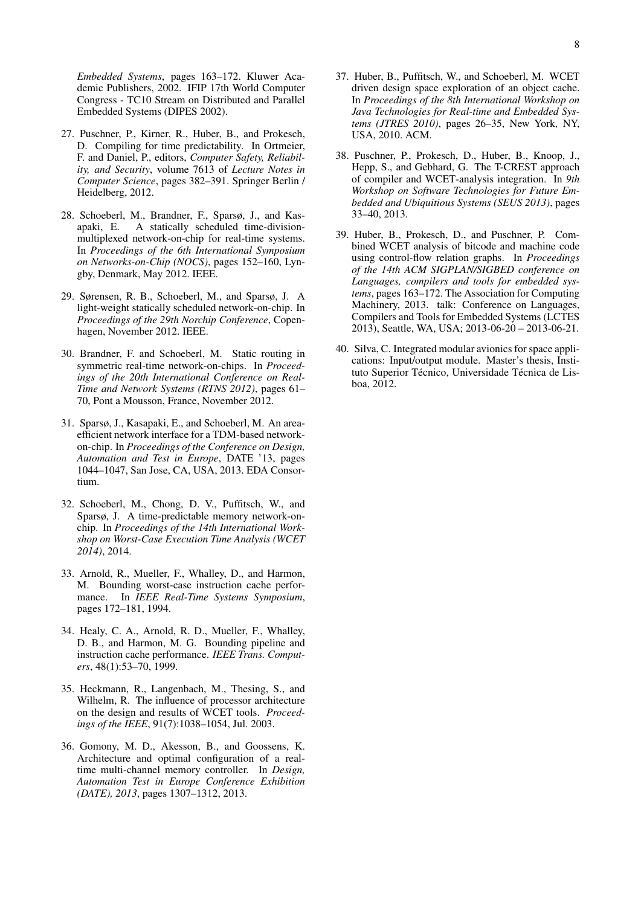*Embedded Systems*, pages 163–172. Kluwer Academic Publishers, 2002. IFIP 17th World Computer Congress - TC10 Stream on Distributed and Parallel Embedded Systems (DIPES 2002).

27. Puschner, P., Kirner, R., Huber, B., and Prokesch, D. Compiling for time predictability. In Ortmeier, F. and Daniel, P., editors, *Computer Safety, Reliability, and Security*, volume 7613 of *Lecture Notes in Computer Science*, pages 382–391. Springer Berlin / Heidelberg, 2012.

28. Schoeberl, M., Brandner, F., Sparsø, J., and Kasapaki, E. A statically scheduled time-division-multiplexed network-on-chip for real-time systems. In *Proceedings of the 6th International Symposium on Networks-on-Chip (NOCS)*, pages 152–160, Lyngby, Denmark, May 2012. IEEE.

29. Sørensen, R. B., Schoeberl, M., and Sparsø, J. A light-weight statically scheduled network-on-chip. In *Proceedings of the 29th Norchip Conference*, Copenhagen, November 2012. IEEE.

30. Brandner, F. and Schoeberl, M. Static routing in symmetric real-time network-on-chips. In *Proceedings of the 20th International Conference on Real-Time and Network Systems (RTNS 2012)*, pages 61–70, Pont a Mousson, France, November 2012.

31. Sparsø, J., Kasapaki, E., and Schoeberl, M. An area-efficient network interface for a TDM-based network-on-chip. In *Proceedings of the Conference on Design, Automation and Test in Europe*, DATE '13, pages 1044–1047, San Jose, CA, USA, 2013. EDA Consortium.

32. Schoeberl, M., Chong, D. V., Puffitsch, W., and Sparsø, J. A time-predictable memory network-on-chip. In *Proceedings of the 14th International Workshop on Worst-Case Execution Time Analysis (WCET 2014)*, 2014.

33. Arnold, R., Mueller, F., Whalley, D., and Harmon, M. Bounding worst-case instruction cache performance. In *IEEE Real-Time Systems Symposium*, pages 172–181, 1994.

34. Healy, C. A., Arnold, R. D., Mueller, F., Whalley, D. B., and Harmon, M. G. Bounding pipeline and instruction cache performance. *IEEE Trans. Computers*, 48(1):53–70, 1999.

35. Heckmann, R., Langenbach, M., Thesing, S., and Wilhelm, R. The influence of processor architecture on the design and results of WCET tools. *Proceedings of the IEEE*, 91(7):1038–1054, Jul. 2003.

36. Gomony, M. D., Akesson, B., and Goossens, K. Architecture and optimal configuration of a real-time multi-channel memory controller. In *Design, Automation Test in Europe Conference Exhibition (DATE), 2013*, pages 1307–1312, 2013.

37. Huber, B., Puffitsch, W., and Schoeberl, M. WCET driven design space exploration of an object cache. In *Proceedings of the 8th International Workshop on Java Technologies for Real-time and Embedded Systems (JTRES 2010)*, pages 26–35, New York, NY, USA, 2010. ACM.

38. Puschner, P., Prokesch, D., Huber, B., Knoop, J., Hepp, S., and Gebhard, G. The T-CREST approach of compiler and WCET-analysis integration. In *9th Workshop on Software Technologies for Future Embedded and Ubiquitious Systems (SEUS 2013)*, pages 33–40, 2013.

39. Huber, B., Prokesch, D., and Puschner, P. Combined WCET analysis of bitcode and machine code using control-flow relation graphs. In *Proceedings of the 14th ACM SIGPLAN/SIGBED conference on Languages, compilers and tools for embedded systems*, pages 163–172. The Association for Computing Machinery, 2013. talk: Conference on Languages, Compilers and Tools for Embedded Systems (LCTES 2013), Seattle, WA, USA; 2013-06-20 – 2013-06-21.

40. Silva, C. Integrated modular avionics for space applications: Input/output module. Master's thesis, Instituto Superior Técnico, Universidade Técnica de Lisboa, 2012.